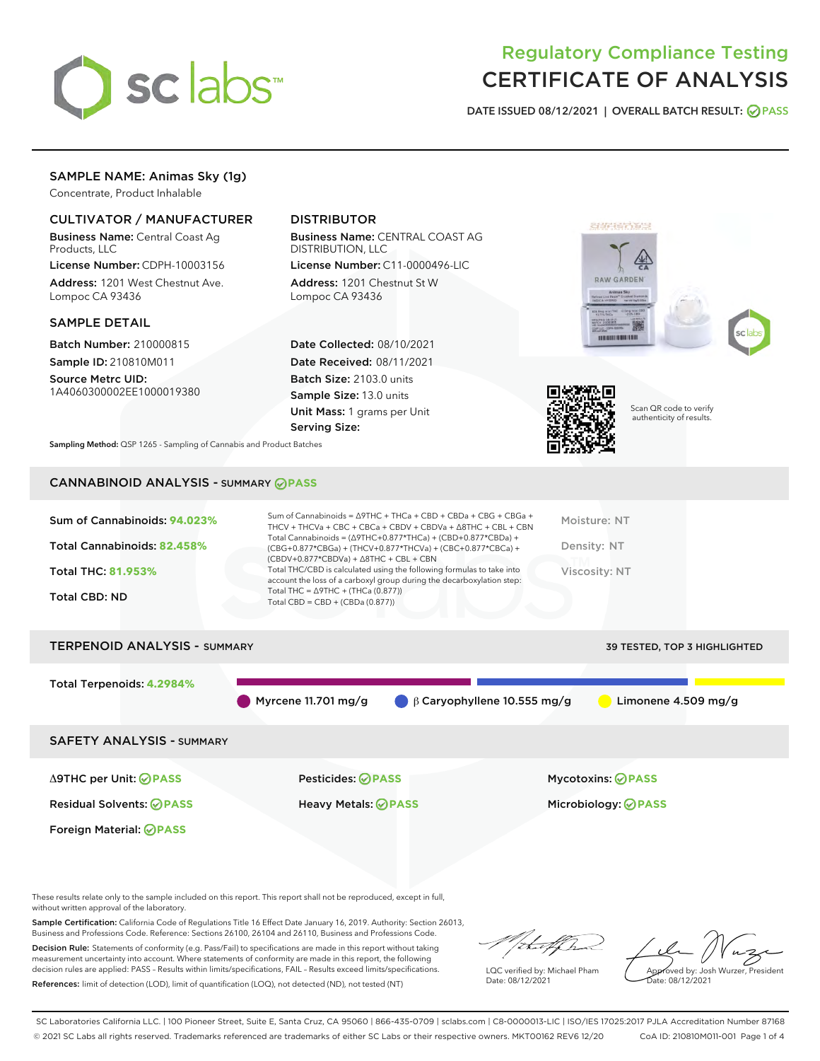# Regulatory Compliance Testing
# CERTIFICATE OF ANALYSIS

DATE ISSUED 08/12/2021 | OVERALL BATCH RESULT: PASS

## SAMPLE NAME: Animas Sky (1g)

Concentrate, Product Inhalable

### CULTIVATOR / MANUFACTURER

**Business Name:** Central Coast Ag Products, LLC

**License Number:** CDPH-10003156

**Address:** 1201 West Chestnut Ave. Lompoc CA 93436

### DISTRIBUTOR

**Business Name:** CENTRAL COAST AG DISTRIBUTION, LLC

**License Number:** C11-0000496-LIC

**Address:** 1201 Chestnut St W Lompoc CA 93436

### SAMPLE DETAIL

**Batch Number:** 210000815

**Sample ID:** 210810M011

**Source Metrc UID:** 1A4060300002EE1000019380

**Date Collected:** 08/10/2021

**Date Received:** 08/11/2021

**Batch Size:** 2103.0 units

**Sample Size:** 13.0 units

**Unit Mass:** 1 grams per Unit

**Serving Size:**

Scan QR code to verify authenticity of results.

**Sampling Method:** QSP 1265 - Sampling of Cannabis and Product Batches

## CANNABINOID ANALYSIS - SUMMARY PASS

Sum of Cannabinoids: **94.023%**

Total Cannabinoids: **82.458%**

Total THC: **81.953%**

Total CBD: ND

Sum of Cannabinoids = Δ9THC + THCa + CBD + CBDa + CBG + CBGa + THCV + THCVa + CBC + CBCa + CBDV + CBDVa + Δ8THC + CBL + CBN

Total Cannabinoids = (Δ9THC+0.877*THCa) + (CBD+0.877*CBDa) + (CBG+0.877*CBGa) + (THCV+0.877*THCVa) + (CBC+0.877*CBCa) + (CBDV+0.877*CBDVa) + Δ8THC + CBL + CBN

Total THC/CBD is calculated using the following formulas to take into account the loss of a carboxyl group during the decarboxylation step:

Total THC = Δ9THC + (THCa (0.877))

Total CBD = CBD + (CBDa (0.877))

Moisture: NT

Density: NT

Viscosity: NT

## TERPENOID ANALYSIS - SUMMARY

39 TESTED, TOP 3 HIGHLIGHTED

Total Terpenoids: **4.2984%**

Myrcene 11.701 mg/g | β Caryophyllene 10.555 mg/g | Limonene 4.509 mg/g

## SAFETY ANALYSIS - SUMMARY

Δ9THC per Unit: PASS

Pesticides: PASS

Mycotoxins: PASS

Residual Solvents: PASS

Heavy Metals: PASS

Microbiology: PASS

Foreign Material: PASS

These results relate only to the sample included on this report. This report shall not be reproduced, except in full, without written approval of the laboratory.

**Sample Certification:** California Code of Regulations Title 16 Effect Date January 16, 2019. Authority: Section 26013, Business and Professions Code. Reference: Sections 26100, 26104 and 26110, Business and Professions Code.

**Decision Rule:** Statements of conformity (e.g. Pass/Fail) to specifications are made in this report without taking measurement uncertainty into account. Where statements of conformity are made in this report, the following decision rules are applied: PASS - Results within limits/specifications, FAIL - Results exceed limits/specifications.

**References:** limit of detection (LOD), limit of quantification (LOQ), not detected (ND), not tested (NT)

LQC verified by: Michael Pham
Date: 08/12/2021

Approved by: Josh Wurzer, President
Date: 08/12/2021

SC Laboratories California LLC. | 100 Pioneer Street, Suite E, Santa Cruz, CA 95060 | 866-435-0709 | sclabs.com | C8-0000013-LIC | ISO/IES 17025:2017 PJLA Accreditation Number 87168

© 2021 SC Labs all rights reserved. Trademarks referenced are trademarks of either SC Labs or their respective owners. MKT00162 REV6 12/20 CoA ID: 210810M011-001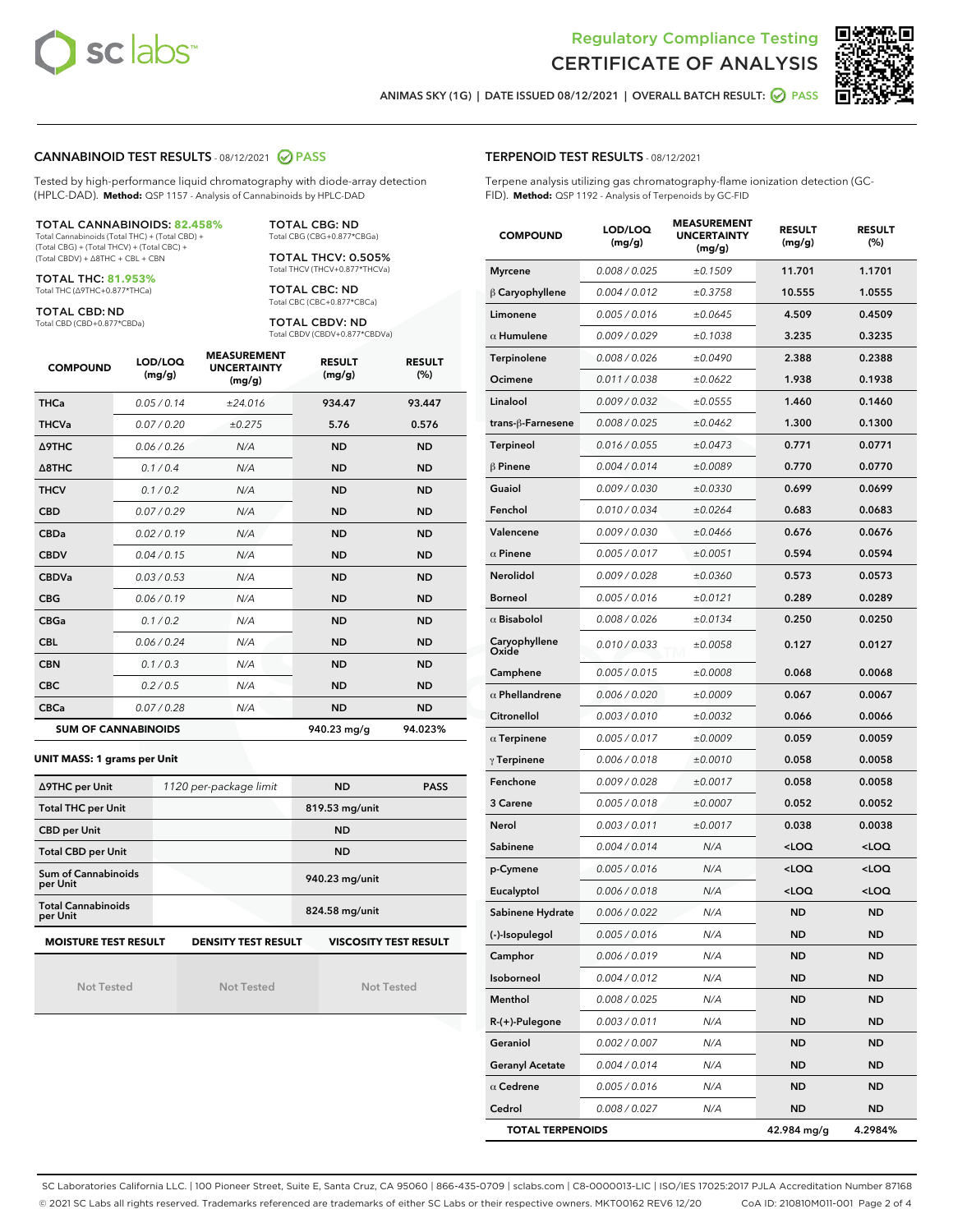# Regulatory Compliance Testing
# CERTIFICATE OF ANALYSIS

ANIMAS SKY (1G) | DATE ISSUED 08/12/2021 | OVERALL BATCH RESULT: PASS

## CANNABINOID TEST RESULTS - 08/12/2021 PASS

Tested by high-performance liquid chromatography with diode-array detection (HPLC-DAD). **Method:** QSP 1157 - Analysis of Cannabinoids by HPLC-DAD

**TOTAL CANNABINOIDS: 82.458%**
Total Cannabinoids (Total THC) + (Total CBD) + (Total CBG) + (Total THCV) + (Total CBC) + (Total CBDV) + Δ8THC + CBL + CBN

**TOTAL THC: 81.953%**
Total THC (Δ9THC+0.877*THCa)

**TOTAL CBD: ND**
Total CBD (CBD+0.877*CBDa)

**TOTAL CBG: ND**
Total CBG (CBG+0.877*CBGa)

**TOTAL THCV: 0.505%**
Total THCV (THCV+0.877*THCVa)

**TOTAL CBC: ND**
Total CBC (CBC+0.877*CBCa)

**TOTAL CBDV: ND**
Total CBDV (CBDV+0.877*CBDVa)

| COMPOUND | LOD/LOQ (mg/g) | MEASUREMENT UNCERTAINTY (mg/g) | RESULT (mg/g) | RESULT (%) |
|---|---|---|---|---|
| THCa | 0.05 / 0.14 | ±24.016 | 934.47 | 93.447 |
| THCVa | 0.07 / 0.20 | ±0.275 | 5.76 | 0.576 |
| Δ9THC | 0.06 / 0.26 | N/A | ND | ND |
| Δ8THC | 0.1 / 0.4 | N/A | ND | ND |
| THCV | 0.1 / 0.2 | N/A | ND | ND |
| CBD | 0.07 / 0.29 | N/A | ND | ND |
| CBDa | 0.02 / 0.19 | N/A | ND | ND |
| CBDV | 0.04 / 0.15 | N/A | ND | ND |
| CBDVa | 0.03 / 0.53 | N/A | ND | ND |
| CBG | 0.06 / 0.19 | N/A | ND | ND |
| CBGa | 0.1 / 0.2 | N/A | ND | ND |
| CBL | 0.06 / 0.24 | N/A | ND | ND |
| CBN | 0.1 / 0.3 | N/A | ND | ND |
| CBC | 0.2 / 0.5 | N/A | ND | ND |
| CBCa | 0.07 / 0.28 | N/A | ND | ND |
| **SUM OF CANNABINOIDS** | | | 940.23 mg/g | 94.023% |

**UNIT MASS: 1 grams per Unit**

| | | | |
|---|---|---|---|
| Δ9THC per Unit | 1120 per-package limit | ND | PASS |
| Total THC per Unit | | 819.53 mg/unit | |
| CBD per Unit | | ND | |
| Total CBD per Unit | | ND | |
| Sum of Cannabinoids per Unit | | 940.23 mg/unit | |
| Total Cannabinoids per Unit | | 824.58 mg/unit | |

| MOISTURE TEST RESULT | DENSITY TEST RESULT | VISCOSITY TEST RESULT |
|---|---|---|
| Not Tested | Not Tested | Not Tested |

## TERPENOID TEST RESULTS - 08/12/2021

Terpene analysis utilizing gas chromatography-flame ionization detection (GC-FID). **Method:** QSP 1192 - Analysis of Terpenoids by GC-FID

| COMPOUND | LOD/LOQ (mg/g) | MEASUREMENT UNCERTAINTY (mg/g) | RESULT (mg/g) | RESULT (%) |
|---|---|---|---|---|
| Myrcene | 0.008 / 0.025 | ±0.1509 | 11.701 | 1.1701 |
| β Caryophyllene | 0.004 / 0.012 | ±0.3758 | 10.555 | 1.0555 |
| Limonene | 0.005 / 0.016 | ±0.0645 | 4.509 | 0.4509 |
| α Humulene | 0.009 / 0.029 | ±0.1038 | 3.235 | 0.3235 |
| Terpinolene | 0.008 / 0.026 | ±0.0490 | 2.388 | 0.2388 |
| Ocimene | 0.011 / 0.038 | ±0.0622 | 1.938 | 0.1938 |
| Linalool | 0.009 / 0.032 | ±0.0555 | 1.460 | 0.1460 |
| trans-β-Farnesene | 0.008 / 0.025 | ±0.0462 | 1.300 | 0.1300 |
| Terpineol | 0.016 / 0.055 | ±0.0473 | 0.771 | 0.0771 |
| β Pinene | 0.004 / 0.014 | ±0.0089 | 0.770 | 0.0770 |
| Guaiol | 0.009 / 0.030 | ±0.0330 | 0.699 | 0.0699 |
| Fenchol | 0.010 / 0.034 | ±0.0264 | 0.683 | 0.0683 |
| Valencene | 0.009 / 0.030 | ±0.0466 | 0.676 | 0.0676 |
| α Pinene | 0.005 / 0.017 | ±0.0051 | 0.594 | 0.0594 |
| Nerolidol | 0.009 / 0.028 | ±0.0360 | 0.573 | 0.0573 |
| Borneol | 0.005 / 0.016 | ±0.0121 | 0.289 | 0.0289 |
| α Bisabolol | 0.008 / 0.026 | ±0.0134 | 0.250 | 0.0250 |
| Caryophyllene Oxide | 0.010 / 0.033 | ±0.0058 | 0.127 | 0.0127 |
| Camphene | 0.005 / 0.015 | ±0.0008 | 0.068 | 0.0068 |
| α Phellandrene | 0.006 / 0.020 | ±0.0009 | 0.067 | 0.0067 |
| Citronellol | 0.003 / 0.010 | ±0.0032 | 0.066 | 0.0066 |
| α Terpinene | 0.005 / 0.017 | ±0.0009 | 0.059 | 0.0059 |
| γ Terpinene | 0.006 / 0.018 | ±0.0010 | 0.058 | 0.0058 |
| Fenchone | 0.009 / 0.028 | ±0.0017 | 0.058 | 0.0058 |
| 3 Carene | 0.005 / 0.018 | ±0.0007 | 0.052 | 0.0052 |
| Nerol | 0.003 / 0.011 | ±0.0017 | 0.038 | 0.0038 |
| Sabinene | 0.004 / 0.014 | N/A | <LOQ | <LOQ |
| p-Cymene | 0.005 / 0.016 | N/A | <LOQ | <LOQ |
| Eucalyptol | 0.006 / 0.018 | N/A | <LOQ | <LOQ |
| Sabinene Hydrate | 0.006 / 0.022 | N/A | ND | ND |
| (-)-Isopulegol | 0.005 / 0.016 | N/A | ND | ND |
| Camphor | 0.006 / 0.019 | N/A | ND | ND |
| Isoborneol | 0.004 / 0.012 | N/A | ND | ND |
| Menthol | 0.008 / 0.025 | N/A | ND | ND |
| R-(+)-Pulegone | 0.003 / 0.011 | N/A | ND | ND |
| Geraniol | 0.002 / 0.007 | N/A | ND | ND |
| Geranyl Acetate | 0.004 / 0.014 | N/A | ND | ND |
| α Cedrene | 0.005 / 0.016 | N/A | ND | ND |
| Cedrol | 0.008 / 0.027 | N/A | ND | ND |
| **TOTAL TERPENOIDS** | | | 42.984 mg/g | 4.2984% |

SC Laboratories California LLC. | 100 Pioneer Street, Suite E, Santa Cruz, CA 95060 | 866-435-0709 | sclabs.com | C8-0000013-LIC | ISO/IES 17025:2017 PJLA Accreditation Number 87168
© 2021 SC Labs all rights reserved. Trademarks referenced are trademarks of either SC Labs or their respective owners. MKT00162 REV6 12/20 CoA ID: 210810M011-001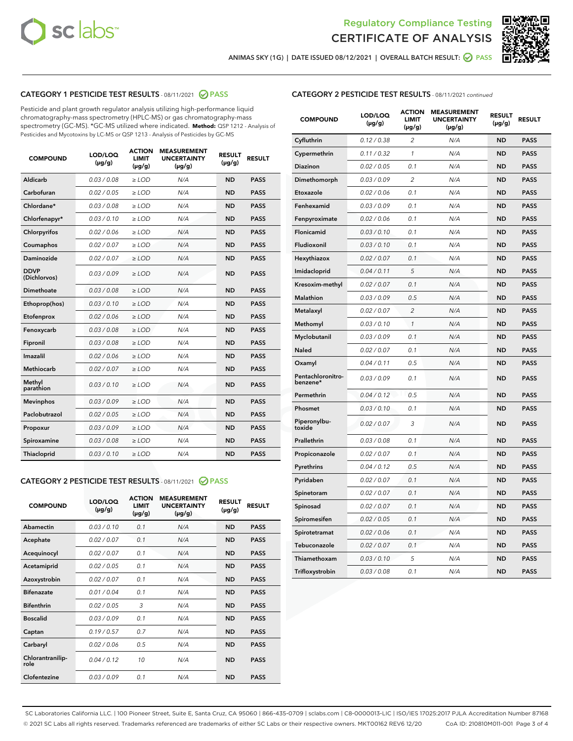Regulatory Compliance Testing
CERTIFICATE OF ANALYSIS

ANIMAS SKY (1G) | DATE ISSUED 08/12/2021 | OVERALL BATCH RESULT: PASS

## CATEGORY 1 PESTICIDE TEST RESULTS - 08/11/2021 PASS

Pesticide and plant growth regulator analysis utilizing high-performance liquid chromatography-mass spectrometry (HPLC-MS) or gas chromatography-mass spectrometry (GC-MS). *GC-MS utilized where indicated. **Method:** QSP 1212 - Analysis of Pesticides and Mycotoxins by LC-MS or QSP 1213 - Analysis of Pesticides by GC-MS

| COMPOUND | LOD/LOQ (µg/g) | ACTION LIMIT (µg/g) | MEASUREMENT UNCERTAINTY (µg/g) | RESULT (µg/g) | RESULT |
|---|---|---|---|---|---|
| Aldicarb | 0.03 / 0.08 | ≥ LOD | N/A | ND | PASS |
| Carbofuran | 0.02 / 0.05 | ≥ LOD | N/A | ND | PASS |
| Chlordane* | 0.03 / 0.08 | ≥ LOD | N/A | ND | PASS |
| Chlorfenapyr* | 0.03 / 0.10 | ≥ LOD | N/A | ND | PASS |
| Chlorpyrifos | 0.02 / 0.06 | ≥ LOD | N/A | ND | PASS |
| Coumaphos | 0.02 / 0.07 | ≥ LOD | N/A | ND | PASS |
| Daminozide | 0.02 / 0.07 | ≥ LOD | N/A | ND | PASS |
| DDVP (Dichlorvos) | 0.03 / 0.09 | ≥ LOD | N/A | ND | PASS |
| Dimethoate | 0.03 / 0.08 | ≥ LOD | N/A | ND | PASS |
| Ethoprop(hos) | 0.03 / 0.10 | ≥ LOD | N/A | ND | PASS |
| Etofenprox | 0.02 / 0.06 | ≥ LOD | N/A | ND | PASS |
| Fenoxycarb | 0.03 / 0.08 | ≥ LOD | N/A | ND | PASS |
| Fipronil | 0.03 / 0.08 | ≥ LOD | N/A | ND | PASS |
| Imazalil | 0.02 / 0.06 | ≥ LOD | N/A | ND | PASS |
| Methiocarb | 0.02 / 0.07 | ≥ LOD | N/A | ND | PASS |
| Methyl parathion | 0.03 / 0.10 | ≥ LOD | N/A | ND | PASS |
| Mevinphos | 0.03 / 0.09 | ≥ LOD | N/A | ND | PASS |
| Paclobutrazol | 0.02 / 0.05 | ≥ LOD | N/A | ND | PASS |
| Propoxur | 0.03 / 0.09 | ≥ LOD | N/A | ND | PASS |
| Spiroxamine | 0.03 / 0.08 | ≥ LOD | N/A | ND | PASS |
| Thiacloprid | 0.03 / 0.10 | ≥ LOD | N/A | ND | PASS |

## CATEGORY 2 PESTICIDE TEST RESULTS - 08/11/2021 PASS

| COMPOUND | LOD/LOQ (µg/g) | ACTION LIMIT (µg/g) | MEASUREMENT UNCERTAINTY (µg/g) | RESULT (µg/g) | RESULT |
|---|---|---|---|---|---|
| Abamectin | 0.03 / 0.10 | 0.1 | N/A | ND | PASS |
| Acephate | 0.02 / 0.07 | 0.1 | N/A | ND | PASS |
| Acequinocyl | 0.02 / 0.07 | 0.1 | N/A | ND | PASS |
| Acetamiprid | 0.02 / 0.05 | 0.1 | N/A | ND | PASS |
| Azoxystrobin | 0.02 / 0.07 | 0.1 | N/A | ND | PASS |
| Bifenazate | 0.01 / 0.04 | 0.1 | N/A | ND | PASS |
| Bifenthrin | 0.02 / 0.05 | 3 | N/A | ND | PASS |
| Boscalid | 0.03 / 0.09 | 0.1 | N/A | ND | PASS |
| Captan | 0.19 / 0.57 | 0.7 | N/A | ND | PASS |
| Carbaryl | 0.02 / 0.06 | 0.5 | N/A | ND | PASS |
| Chlorantraniliprole | 0.04 / 0.12 | 10 | N/A | ND | PASS |
| Clofentezine | 0.03 / 0.09 | 0.1 | N/A | ND | PASS |
| Cyfluthrin | 0.12 / 0.38 | 2 | N/A | ND | PASS |
| Cypermethrin | 0.11 / 0.32 | 1 | N/A | ND | PASS |
| Diazinon | 0.02 / 0.05 | 0.1 | N/A | ND | PASS |
| Dimethomorph | 0.03 / 0.09 | 2 | N/A | ND | PASS |
| Etoxazole | 0.02 / 0.06 | 0.1 | N/A | ND | PASS |
| Fenhexamid | 0.03 / 0.09 | 0.1 | N/A | ND | PASS |
| Fenpyroximate | 0.02 / 0.06 | 0.1 | N/A | ND | PASS |
| Flonicamid | 0.03 / 0.10 | 0.1 | N/A | ND | PASS |
| Fludioxonil | 0.03 / 0.10 | 0.1 | N/A | ND | PASS |
| Hexythiazox | 0.02 / 0.07 | 0.1 | N/A | ND | PASS |
| Imidacloprid | 0.04 / 0.11 | 5 | N/A | ND | PASS |
| Kresoxim-methyl | 0.02 / 0.07 | 0.1 | N/A | ND | PASS |
| Malathion | 0.03 / 0.09 | 0.5 | N/A | ND | PASS |
| Metalaxyl | 0.02 / 0.07 | 2 | N/A | ND | PASS |
| Methomyl | 0.03 / 0.10 | 1 | N/A | ND | PASS |
| Myclobutanil | 0.03 / 0.09 | 0.1 | N/A | ND | PASS |
| Naled | 0.02 / 0.07 | 0.1 | N/A | ND | PASS |
| Oxamyl | 0.04 / 0.11 | 0.5 | N/A | ND | PASS |
| Pentachloronitrobenzene* | 0.03 / 0.09 | 0.1 | N/A | ND | PASS |
| Permethrin | 0.04 / 0.12 | 0.5 | N/A | ND | PASS |
| Phosmet | 0.03 / 0.10 | 0.1 | N/A | ND | PASS |
| Piperonylbutoxide | 0.02 / 0.07 | 3 | N/A | ND | PASS |
| Prallethrin | 0.03 / 0.08 | 0.1 | N/A | ND | PASS |
| Propiconazole | 0.02 / 0.07 | 0.1 | N/A | ND | PASS |
| Pyrethrins | 0.04 / 0.12 | 0.5 | N/A | ND | PASS |
| Pyridaben | 0.02 / 0.07 | 0.1 | N/A | ND | PASS |
| Spinetoram | 0.02 / 0.07 | 0.1 | N/A | ND | PASS |
| Spinosad | 0.02 / 0.07 | 0.1 | N/A | ND | PASS |
| Spiromesifen | 0.02 / 0.05 | 0.1 | N/A | ND | PASS |
| Spirotetramat | 0.02 / 0.06 | 0.1 | N/A | ND | PASS |
| Tebuconazole | 0.02 / 0.07 | 0.1 | N/A | ND | PASS |
| Thiamethoxam | 0.03 / 0.10 | 5 | N/A | ND | PASS |
| Trifloxystrobin | 0.03 / 0.08 | 0.1 | N/A | ND | PASS |

SC Laboratories California LLC. | 100 Pioneer Street, Suite E, Santa Cruz, CA 95060 | 866-435-0709 | sclabs.com | C8-0000013-LIC | ISO/IES 17025:2017 PJLA Accreditation Number 87168
© 2021 SC Labs all rights reserved. Trademarks referenced are trademarks of either SC Labs or their respective owners. MKT00162 REV6 12/20 CoA ID: 210810M011-001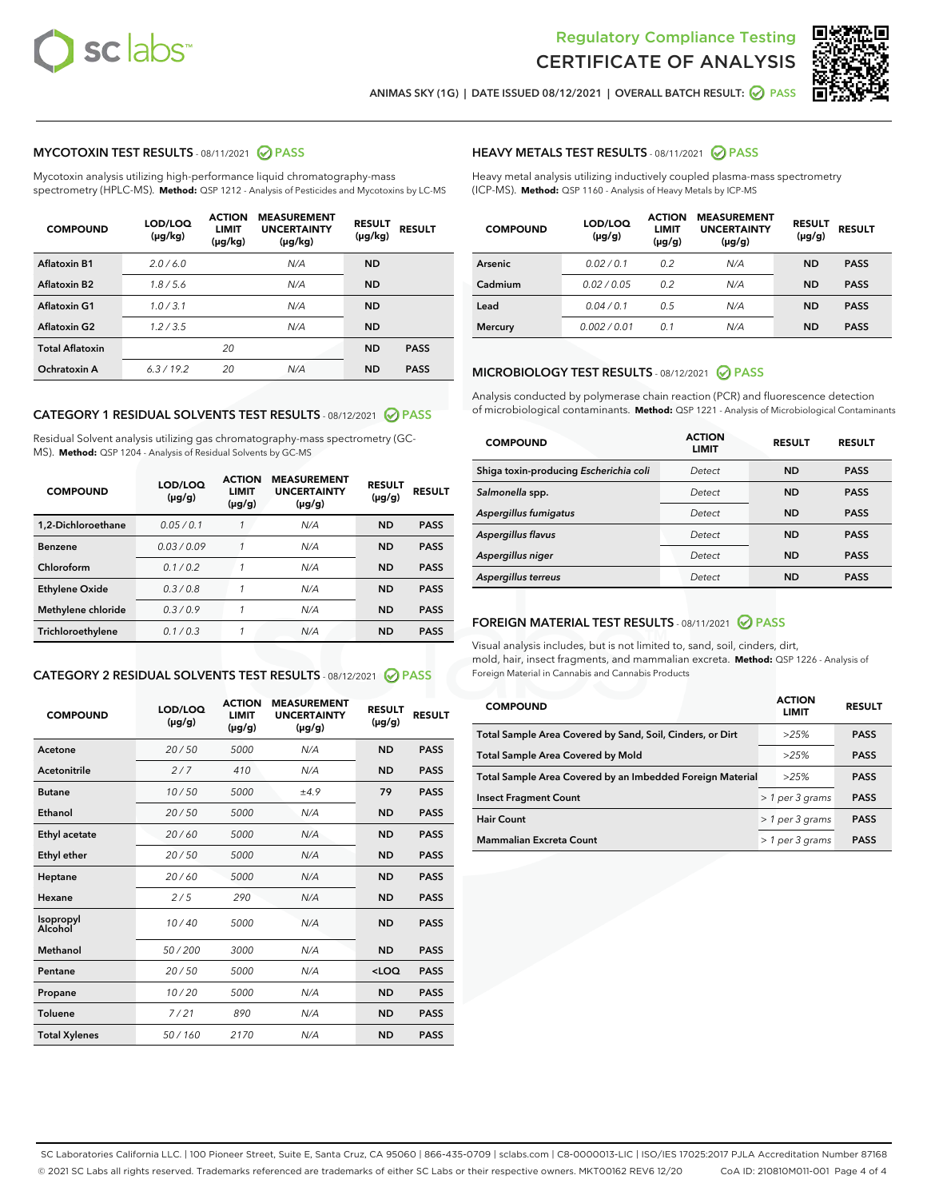Regulatory Compliance Testing
# CERTIFICATE OF ANALYSIS

ANIMAS SKY (1G) | DATE ISSUED 08/12/2021 | OVERALL BATCH RESULT: PASS

## MYCOTOXIN TEST RESULTS - 08/11/2021 PASS

Mycotoxin analysis utilizing high-performance liquid chromatography-mass spectrometry (HPLC-MS). **Method:** QSP 1212 - Analysis of Pesticides and Mycotoxins by LC-MS

| COMPOUND | LOD/LOQ (µg/kg) | ACTION LIMIT (µg/kg) | MEASUREMENT UNCERTAINTY (µg/kg) | RESULT (µg/kg) | RESULT |
|---|---|---|---|---|---|
| Aflatoxin B1 | 2.0 / 6.0 | | N/A | ND | |
| Aflatoxin B2 | 1.8 / 5.6 | | N/A | ND | |
| Aflatoxin G1 | 1.0 / 3.1 | | N/A | ND | |
| Aflatoxin G2 | 1.2 / 3.5 | | N/A | ND | |
| Total Aflatoxin | | 20 | | ND | PASS |
| Ochratoxin A | 6.3 / 19.2 | 20 | N/A | ND | PASS |

## CATEGORY 1 RESIDUAL SOLVENTS TEST RESULTS - 08/12/2021 PASS

Residual Solvent analysis utilizing gas chromatography-mass spectrometry (GC-MS). **Method:** QSP 1204 - Analysis of Residual Solvents by GC-MS

| COMPOUND | LOD/LOQ (µg/g) | ACTION LIMIT (µg/g) | MEASUREMENT UNCERTAINTY (µg/g) | RESULT (µg/g) | RESULT |
|---|---|---|---|---|---|
| 1,2-Dichloroethane | 0.05 / 0.1 | 1 | N/A | ND | PASS |
| Benzene | 0.03 / 0.09 | 1 | N/A | ND | PASS |
| Chloroform | 0.1 / 0.2 | 1 | N/A | ND | PASS |
| Ethylene Oxide | 0.3 / 0.8 | 1 | N/A | ND | PASS |
| Methylene chloride | 0.3 / 0.9 | 1 | N/A | ND | PASS |
| Trichloroethylene | 0.1 / 0.3 | 1 | N/A | ND | PASS |

## CATEGORY 2 RESIDUAL SOLVENTS TEST RESULTS - 08/12/2021 PASS

| COMPOUND | LOD/LOQ (µg/g) | ACTION LIMIT (µg/g) | MEASUREMENT UNCERTAINTY (µg/g) | RESULT (µg/g) | RESULT |
|---|---|---|---|---|---|
| Acetone | 20 / 50 | 5000 | N/A | ND | PASS |
| Acetonitrile | 2 / 7 | 410 | N/A | ND | PASS |
| Butane | 10 / 50 | 5000 | ±4.9 | 79 | PASS |
| Ethanol | 20 / 50 | 5000 | N/A | ND | PASS |
| Ethyl acetate | 20 / 60 | 5000 | N/A | ND | PASS |
| Ethyl ether | 20 / 50 | 5000 | N/A | ND | PASS |
| Heptane | 20 / 60 | 5000 | N/A | ND | PASS |
| Hexane | 2 / 5 | 290 | N/A | ND | PASS |
| Isopropyl Alcohol | 10 / 40 | 5000 | N/A | ND | PASS |
| Methanol | 50 / 200 | 3000 | N/A | ND | PASS |
| Pentane | 20 / 50 | 5000 | N/A | <LOQ | PASS |
| Propane | 10 / 20 | 5000 | N/A | ND | PASS |
| Toluene | 7 / 21 | 890 | N/A | ND | PASS |
| Total Xylenes | 50 / 160 | 2170 | N/A | ND | PASS |

## HEAVY METALS TEST RESULTS - 08/11/2021 PASS

Heavy metal analysis utilizing inductively coupled plasma-mass spectrometry (ICP-MS). **Method:** QSP 1160 - Analysis of Heavy Metals by ICP-MS

| COMPOUND | LOD/LOQ (µg/g) | ACTION LIMIT (µg/g) | MEASUREMENT UNCERTAINTY (µg/g) | RESULT (µg/g) | RESULT |
|---|---|---|---|---|---|
| Arsenic | 0.02 / 0.1 | 0.2 | N/A | ND | PASS |
| Cadmium | 0.02 / 0.05 | 0.2 | N/A | ND | PASS |
| Lead | 0.04 / 0.1 | 0.5 | N/A | ND | PASS |
| Mercury | 0.002 / 0.01 | 0.1 | N/A | ND | PASS |

## MICROBIOLOGY TEST RESULTS - 08/12/2021 PASS

Analysis conducted by polymerase chain reaction (PCR) and fluorescence detection of microbiological contaminants. **Method:** QSP 1221 - Analysis of Microbiological Contaminants

| COMPOUND | ACTION LIMIT | RESULT | RESULT |
|---|---|---|---|
| Shiga toxin-producing *Escherichia coli* | Detect | ND | PASS |
| *Salmonella* spp. | Detect | ND | PASS |
| *Aspergillus fumigatus* | Detect | ND | PASS |
| *Aspergillus flavus* | Detect | ND | PASS |
| *Aspergillus niger* | Detect | ND | PASS |
| *Aspergillus terreus* | Detect | ND | PASS |

## FOREIGN MATERIAL TEST RESULTS - 08/11/2021 PASS

Visual analysis includes, but is not limited to, sand, soil, cinders, dirt, mold, hair, insect fragments, and mammalian excreta. **Method:** QSP 1226 - Analysis of Foreign Material in Cannabis and Cannabis Products

| COMPOUND | ACTION LIMIT | RESULT |
|---|---|---|
| Total Sample Area Covered by Sand, Soil, Cinders, or Dirt | >25% | PASS |
| Total Sample Area Covered by Mold | >25% | PASS |
| Total Sample Area Covered by an Imbedded Foreign Material | >25% | PASS |
| Insect Fragment Count | > 1 per 3 grams | PASS |
| Hair Count | > 1 per 3 grams | PASS |
| Mammalian Excreta Count | > 1 per 3 grams | PASS |

SC Laboratories California LLC. | 100 Pioneer Street, Suite E, Santa Cruz, CA 95060 | 866-435-0709 | sclabs.com | C8-0000013-LIC | ISO/IES 17025:2017 PJLA Accreditation Number 87168
© 2021 SC Labs all rights reserved. Trademarks referenced are trademarks of either SC Labs or their respective owners. MKT00162 REV6 12/20 CoA ID: 210810M011-001